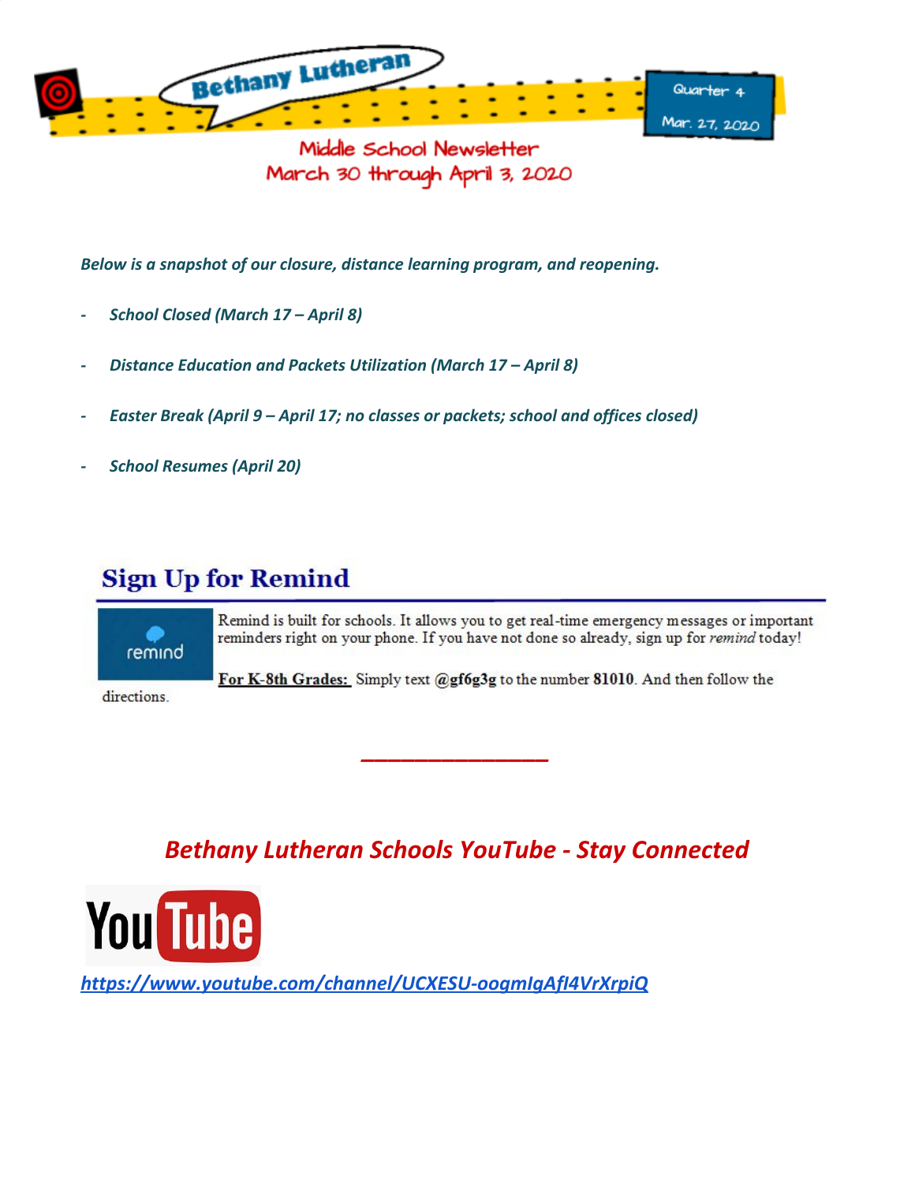# Bethany Lutheran

Quarter 4

Mar. 27, 2020

## Middle School Newsletter
## March 30 through April 3, 2020

***Below is a snapshot of our closure, distance learning program, and reopening.***

- ***School Closed (March 17 – April 8)***
- ***Distance Education and Packets Utilization (March 17 – April 8)***
- ***Easter Break (April 9 – April 17; no classes or packets; school and offices closed)***
- ***School Resumes (April 20)***

## Sign Up for Remind

remind

Remind is built for schools. It allows you to get real-time emergency messages or important reminders right on your phone. If you have not done so already, sign up for *remind* today!

**For K-8th Grades:** Simply text **@gf6g3g** to the number **81010**. And then follow the directions.

---

## *Bethany Lutheran Schools YouTube - Stay Connected*

YouTube

***https://www.youtube.com/channel/UCXESU-oogmIgAfI4VrXrpiQ***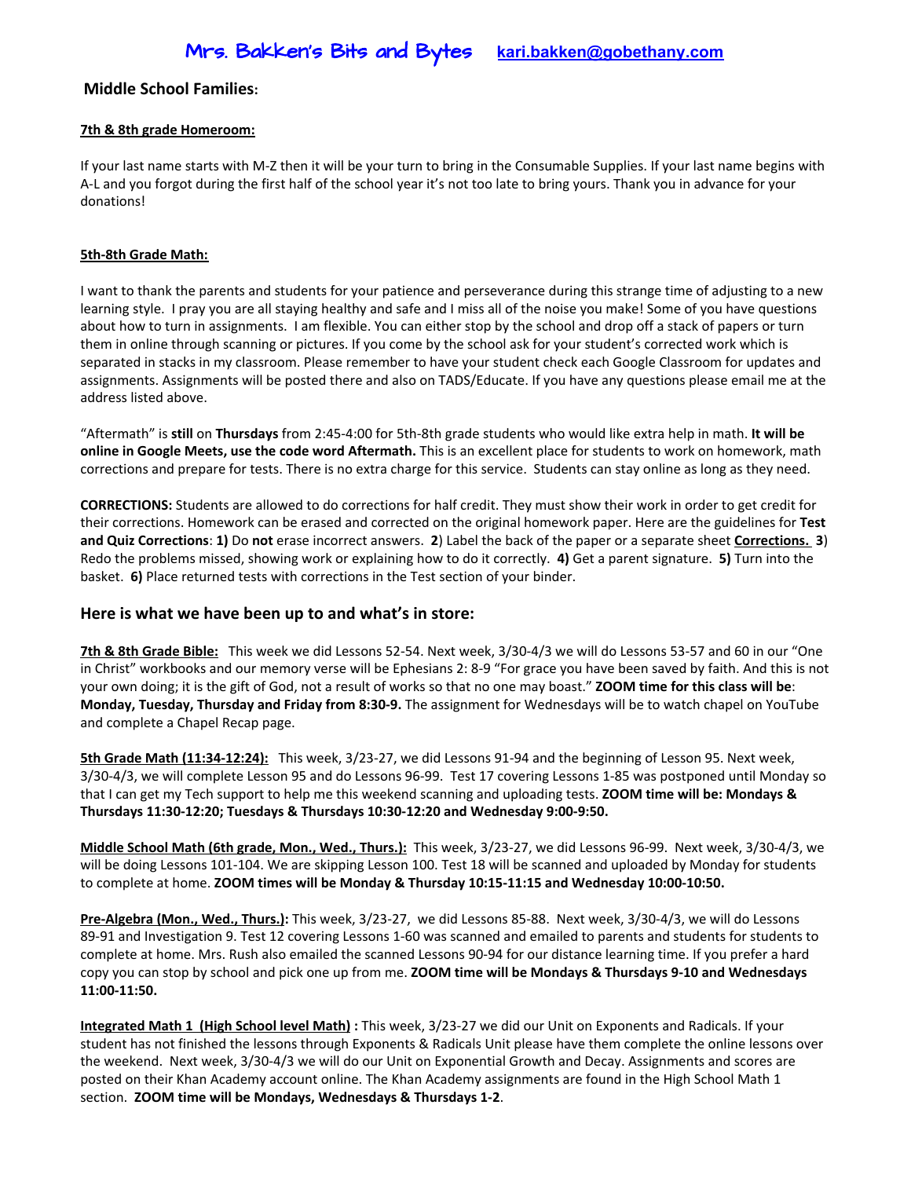# Mrs. Bakken's Bits and Bytes [kari.bakken@gobethany.com](mailto:kari.bakken@gobethany.com)

**Middle School Families:**

**7th & 8th grade Homeroom:**

If your last name starts with M-Z then it will be your turn to bring in the Consumable Supplies. If your last name begins with A-L and you forgot during the first half of the school year it's not too late to bring yours. Thank you in advance for your donations!

**5th-8th Grade Math:**

I want to thank the parents and students for your patience and perseverance during this strange time of adjusting to a new learning style. I pray you are all staying healthy and safe and I miss all of the noise you make! Some of you have questions about how to turn in assignments. I am flexible. You can either stop by the school and drop off a stack of papers or turn them in online through scanning or pictures. If you come by the school ask for your student's corrected work which is separated in stacks in my classroom. Please remember to have your student check each Google Classroom for updates and assignments. Assignments will be posted there and also on TADS/Educate. If you have any questions please email me at the address listed above.

"Aftermath" is **still** on **Thursdays** from 2:45-4:00 for 5th-8th grade students who would like extra help in math. **It will be online in Google Meets, use the code word Aftermath.** This is an excellent place for students to work on homework, math corrections and prepare for tests. There is no extra charge for this service. Students can stay online as long as they need.

**CORRECTIONS:** Students are allowed to do corrections for half credit. They must show their work in order to get credit for their corrections. Homework can be erased and corrected on the original homework paper. Here are the guidelines for **Test and Quiz Corrections**: **1)** Do **not** erase incorrect answers. **2**) Label the back of the paper or a separate sheet **Corrections.** **3**) Redo the problems missed, showing work or explaining how to do it correctly. **4)** Get a parent signature. **5)** Turn into the basket. **6)** Place returned tests with corrections in the Test section of your binder.

## Here is what we have been up to and what's in store:

**7th & 8th Grade Bible:** This week we did Lessons 52-54. Next week, 3/30-4/3 we will do Lessons 53-57 and 60 in our "One in Christ" workbooks and our memory verse will be Ephesians 2: 8-9 "For grace you have been saved by faith. And this is not your own doing; it is the gift of God, not a result of works so that no one may boast." **ZOOM time for this class will be**: **Monday, Tuesday, Thursday and Friday from 8:30-9.** The assignment for Wednesdays will be to watch chapel on YouTube and complete a Chapel Recap page.

**5th Grade Math (11:34-12:24):** This week, 3/23-27, we did Lessons 91-94 and the beginning of Lesson 95. Next week, 3/30-4/3, we will complete Lesson 95 and do Lessons 96-99. Test 17 covering Lessons 1-85 was postponed until Monday so that I can get my Tech support to help me this weekend scanning and uploading tests. **ZOOM time will be: Mondays & Thursdays 11:30-12:20; Tuesdays & Thursdays 10:30-12:20 and Wednesday 9:00-9:50.**

**Middle School Math (6th grade, Mon., Wed., Thurs.):** This week, 3/23-27, we did Lessons 96-99. Next week, 3/30-4/3, we will be doing Lessons 101-104. We are skipping Lesson 100. Test 18 will be scanned and uploaded by Monday for students to complete at home. **ZOOM times will be Monday & Thursday 10:15-11:15 and Wednesday 10:00-10:50.**

**Pre-Algebra (Mon., Wed., Thurs.):** This week, 3/23-27, we did Lessons 85-88. Next week, 3/30-4/3, we will do Lessons 89-91 and Investigation 9. Test 12 covering Lessons 1-60 was scanned and emailed to parents and students for students to complete at home. Mrs. Rush also emailed the scanned Lessons 90-94 for our distance learning time. If you prefer a hard copy you can stop by school and pick one up from me. **ZOOM time will be Mondays & Thursdays 9-10 and Wednesdays 11:00-11:50.**

**Integrated Math 1 (High School level Math) :** This week, 3/23-27 we did our Unit on Exponents and Radicals. If your student has not finished the lessons through Exponents & Radicals Unit please have them complete the online lessons over the weekend. Next week, 3/30-4/3 we will do our Unit on Exponential Growth and Decay. Assignments and scores are posted on their Khan Academy account online. The Khan Academy assignments are found in the High School Math 1 section. **ZOOM time will be Mondays, Wednesdays & Thursdays 1-2**.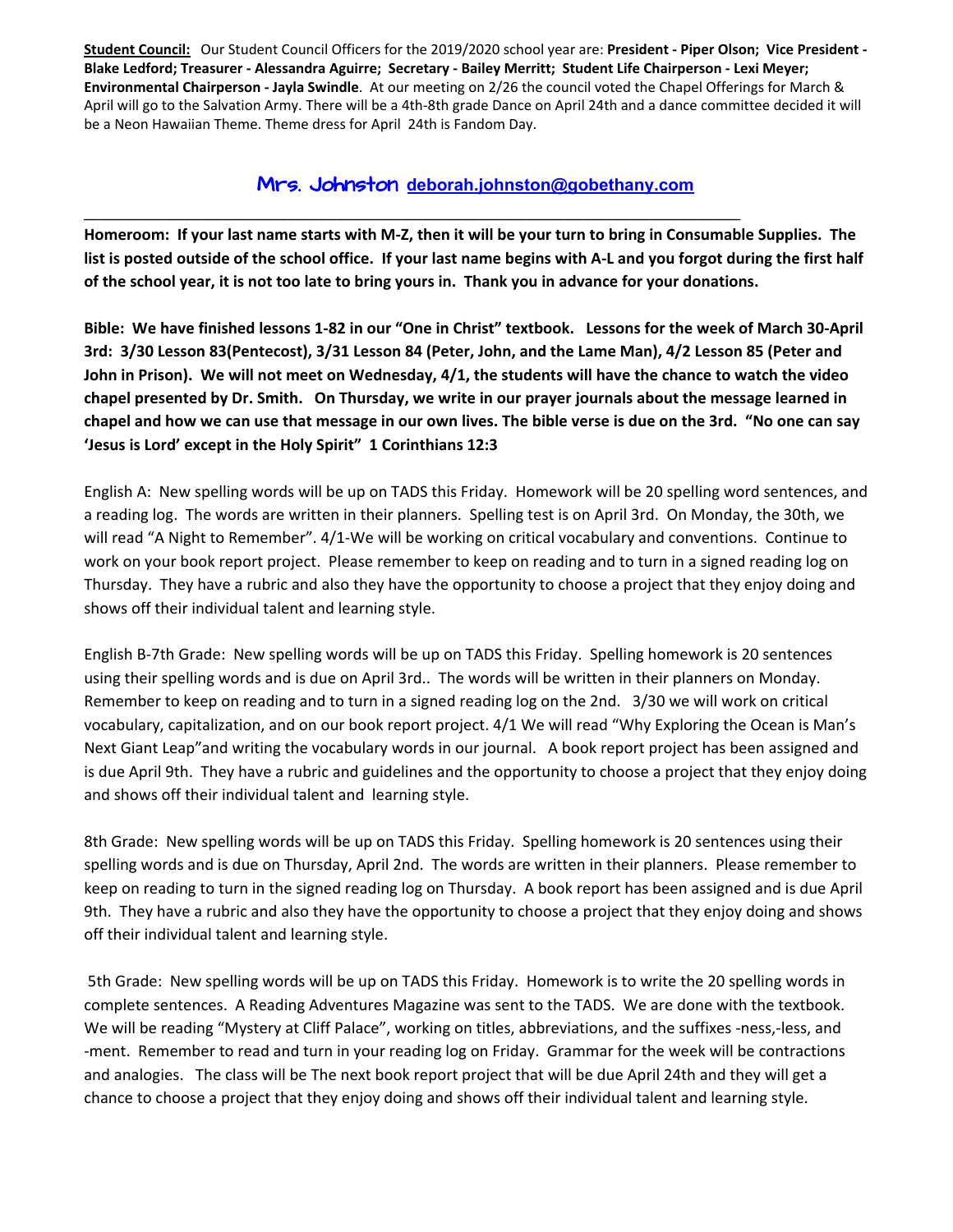**Student Council:** Our Student Council Officers for the 2019/2020 school year are: **President - Piper Olson; Vice President - Blake Ledford; Treasurer - Alessandra Aguirre; Secretary - Bailey Merritt; Student Life Chairperson - Lexi Meyer; Environmental Chairperson - Jayla Swindle**. At our meeting on 2/26 the council voted the Chapel Offerings for March & April will go to the Salvation Army. There will be a 4th-8th grade Dance on April 24th and a dance committee decided it will be a Neon Hawaiian Theme. Theme dress for April 24th is Fandom Day.

## Mrs. Johnston deborah.johnston@gobethany.com

---

**Homeroom: If your last name starts with M-Z, then it will be your turn to bring in Consumable Supplies. The list is posted outside of the school office. If your last name begins with A-L and you forgot during the first half of the school year, it is not too late to bring yours in. Thank you in advance for your donations.**

**Bible: We have finished lessons 1-82 in our "One in Christ" textbook. Lessons for the week of March 30-April 3rd: 3/30 Lesson 83(Pentecost), 3/31 Lesson 84 (Peter, John, and the Lame Man), 4/2 Lesson 85 (Peter and John in Prison). We will not meet on Wednesday, 4/1, the students will have the chance to watch the video chapel presented by Dr. Smith. On Thursday, we write in our prayer journals about the message learned in chapel and how we can use that message in our own lives. The bible verse is due on the 3rd. "No one can say 'Jesus is Lord' except in the Holy Spirit" 1 Corinthians 12:3**

English A: New spelling words will be up on TADS this Friday. Homework will be 20 spelling word sentences, and a reading log. The words are written in their planners. Spelling test is on April 3rd. On Monday, the 30th, we will read "A Night to Remember". 4/1-We will be working on critical vocabulary and conventions. Continue to work on your book report project. Please remember to keep on reading and to turn in a signed reading log on Thursday. They have a rubric and also they have the opportunity to choose a project that they enjoy doing and shows off their individual talent and learning style.

English B-7th Grade: New spelling words will be up on TADS this Friday. Spelling homework is 20 sentences using their spelling words and is due on April 3rd.. The words will be written in their planners on Monday. Remember to keep on reading and to turn in a signed reading log on the 2nd. 3/30 we will work on critical vocabulary, capitalization, and on our book report project. 4/1 We will read "Why Exploring the Ocean is Man's Next Giant Leap"and writing the vocabulary words in our journal. A book report project has been assigned and is due April 9th. They have a rubric and guidelines and the opportunity to choose a project that they enjoy doing and shows off their individual talent and learning style.

8th Grade: New spelling words will be up on TADS this Friday. Spelling homework is 20 sentences using their spelling words and is due on Thursday, April 2nd. The words are written in their planners. Please remember to keep on reading to turn in the signed reading log on Thursday. A book report has been assigned and is due April 9th. They have a rubric and also they have the opportunity to choose a project that they enjoy doing and shows off their individual talent and learning style.

5th Grade: New spelling words will be up on TADS this Friday. Homework is to write the 20 spelling words in complete sentences. A Reading Adventures Magazine was sent to the TADS. We are done with the textbook. We will be reading "Mystery at Cliff Palace", working on titles, abbreviations, and the suffixes -ness,-less, and -ment. Remember to read and turn in your reading log on Friday. Grammar for the week will be contractions and analogies. The class will be The next book report project that will be due April 24th and they will get a chance to choose a project that they enjoy doing and shows off their individual talent and learning style.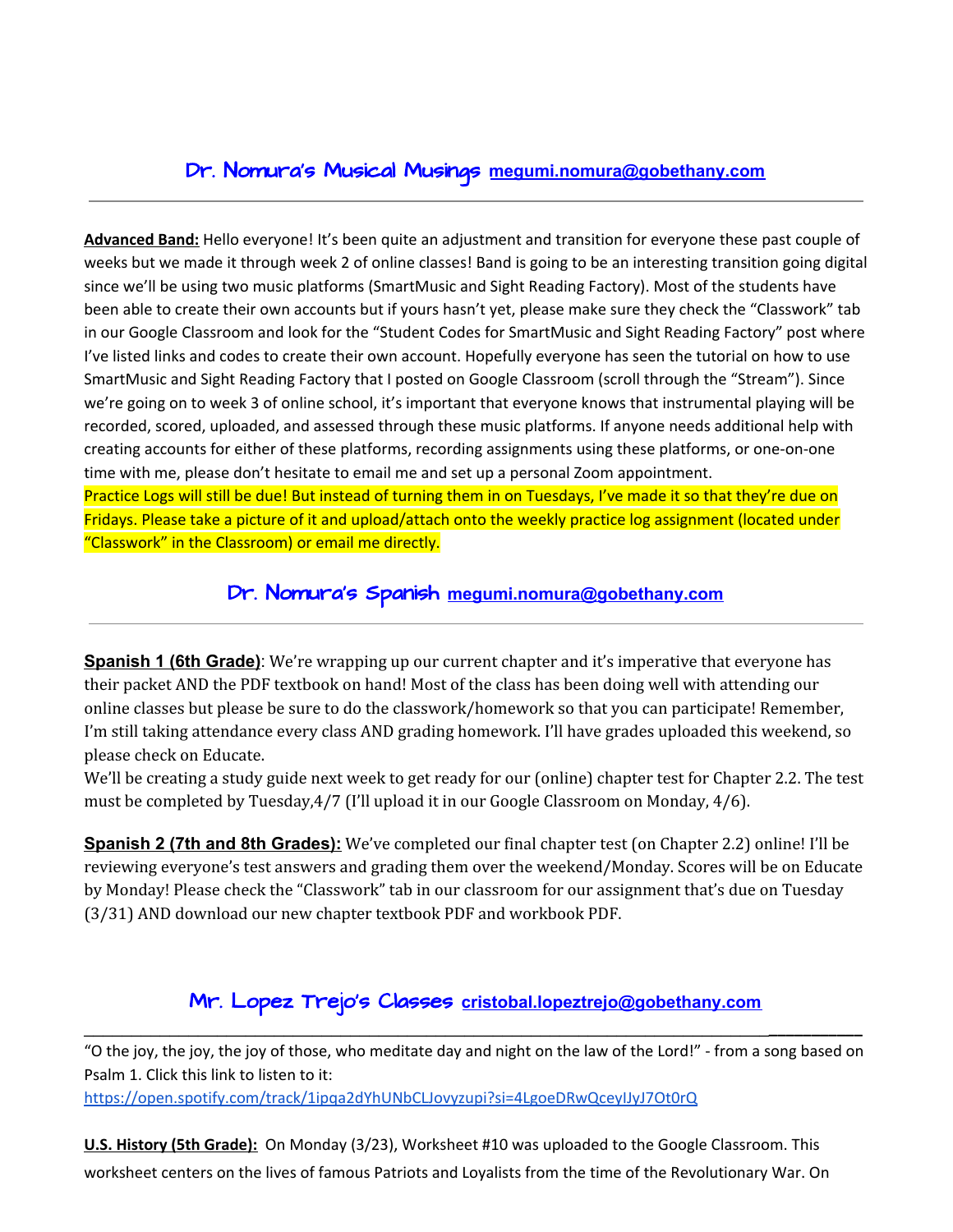## Dr. Nomura's Musical Musings [megumi.nomura@gobethany.com](mailto:megumi.nomura@gobethany.com)

---

**Advanced Band:** Hello everyone! It's been quite an adjustment and transition for everyone these past couple of weeks but we made it through week 2 of online classes! Band is going to be an interesting transition going digital since we'll be using two music platforms (SmartMusic and Sight Reading Factory). Most of the students have been able to create their own accounts but if yours hasn't yet, please make sure they check the "Classwork" tab in our Google Classroom and look for the "Student Codes for SmartMusic and Sight Reading Factory" post where I've listed links and codes to create their own account. Hopefully everyone has seen the tutorial on how to use SmartMusic and Sight Reading Factory that I posted on Google Classroom (scroll through the "Stream"). Since we're going on to week 3 of online school, it's important that everyone knows that instrumental playing will be recorded, scored, uploaded, and assessed through these music platforms. If anyone needs additional help with creating accounts for either of these platforms, recording assignments using these platforms, or one-on-one time with me, please don't hesitate to email me and set up a personal Zoom appointment.

Practice Logs will still be due! But instead of turning them in on Tuesdays, I've made it so that they're due on Fridays. Please take a picture of it and upload/attach onto the weekly practice log assignment (located under "Classwork" in the Classroom) or email me directly.

## Dr. Nomura's Spanish [megumi.nomura@gobethany.com](mailto:megumi.nomura@gobethany.com)

---

**Spanish 1 (6th Grade)**: We're wrapping up our current chapter and it's imperative that everyone has their packet AND the PDF textbook on hand! Most of the class has been doing well with attending our online classes but please be sure to do the classwork/homework so that you can participate! Remember, I'm still taking attendance every class AND grading homework. I'll have grades uploaded this weekend, so please check on Educate.

We'll be creating a study guide next week to get ready for our (online) chapter test for Chapter 2.2. The test must be completed by Tuesday,4/7 (I'll upload it in our Google Classroom on Monday, 4/6).

**Spanish 2 (7th and 8th Grades):** We've completed our final chapter test (on Chapter 2.2) online! I'll be reviewing everyone's test answers and grading them over the weekend/Monday. Scores will be on Educate by Monday! Please check the "Classwork" tab in our classroom for our assignment that's due on Tuesday (3/31) AND download our new chapter textbook PDF and workbook PDF.

## Mr. Lopez Trejo's Classes [cristobal.lopeztrejo@gobethany.com](mailto:cristobal.lopeztrejo@gobethany.com)

---

"O the joy, the joy, the joy of those, who meditate day and night on the law of the Lord!" - from a song based on Psalm 1. Click this link to listen to it: [https://open.spotify.com/track/1ipqa2dYhUNbCLJovyzupi?si=4LgoeDRwQceylJyJ7Ot0rQ](https://open.spotify.com/track/1ipqa2dYhUNbCLJovyzupi?si=4LgoeDRwQceylJyJ7Ot0rQ)

**U.S. History (5th Grade):** On Monday (3/23), Worksheet #10 was uploaded to the Google Classroom. This worksheet centers on the lives of famous Patriots and Loyalists from the time of the Revolutionary War. On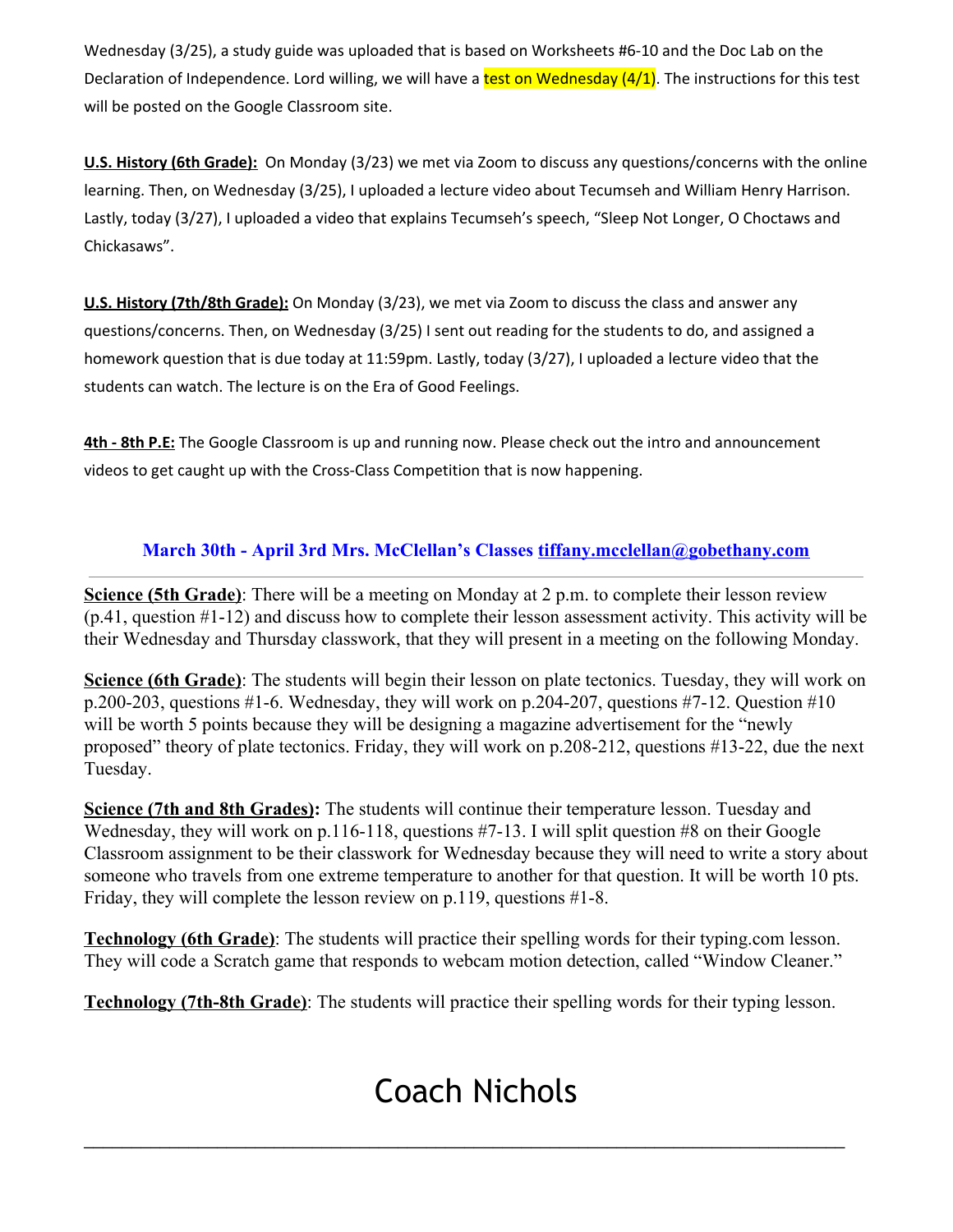Wednesday (3/25), a study guide was uploaded that is based on Worksheets #6-10 and the Doc Lab on the Declaration of Independence. Lord willing, we will have a test on Wednesday (4/1). The instructions for this test will be posted on the Google Classroom site.

**U.S. History (6th Grade):** On Monday (3/23) we met via Zoom to discuss any questions/concerns with the online learning. Then, on Wednesday (3/25), I uploaded a lecture video about Tecumseh and William Henry Harrison. Lastly, today (3/27), I uploaded a video that explains Tecumseh's speech, "Sleep Not Longer, O Choctaws and Chickasaws".

**U.S. History (7th/8th Grade):** On Monday (3/23), we met via Zoom to discuss the class and answer any questions/concerns. Then, on Wednesday (3/25) I sent out reading for the students to do, and assigned a homework question that is due today at 11:59pm. Lastly, today (3/27), I uploaded a lecture video that the students can watch. The lecture is on the Era of Good Feelings.

**4th - 8th P.E:** The Google Classroom is up and running now. Please check out the intro and announcement videos to get caught up with the Cross-Class Competition that is now happening.

### March 30th - April 3rd Mrs. McClellan's Classes tiffany.mcclellan@gobethany.com

---

**Science (5th Grade)**: There will be a meeting on Monday at 2 p.m. to complete their lesson review (p.41, question #1-12) and discuss how to complete their lesson assessment activity. This activity will be their Wednesday and Thursday classwork, that they will present in a meeting on the following Monday.

**Science (6th Grade)**: The students will begin their lesson on plate tectonics. Tuesday, they will work on p.200-203, questions #1-6. Wednesday, they will work on p.204-207, questions #7-12. Question #10 will be worth 5 points because they will be designing a magazine advertisement for the "newly proposed" theory of plate tectonics. Friday, they will work on p.208-212, questions #13-22, due the next Tuesday.

**Science (7th and 8th Grades):** The students will continue their temperature lesson. Tuesday and Wednesday, they will work on p.116-118, questions #7-13. I will split question #8 on their Google Classroom assignment to be their classwork for Wednesday because they will need to write a story about someone who travels from one extreme temperature to another for that question. It will be worth 10 pts. Friday, they will complete the lesson review on p.119, questions #1-8.

**Technology (6th Grade)**: The students will practice their spelling words for their typing.com lesson. They will code a Scratch game that responds to webcam motion detection, called "Window Cleaner."

**Technology (7th-8th Grade)**: The students will practice their spelling words for their typing lesson.

# Coach Nichols

---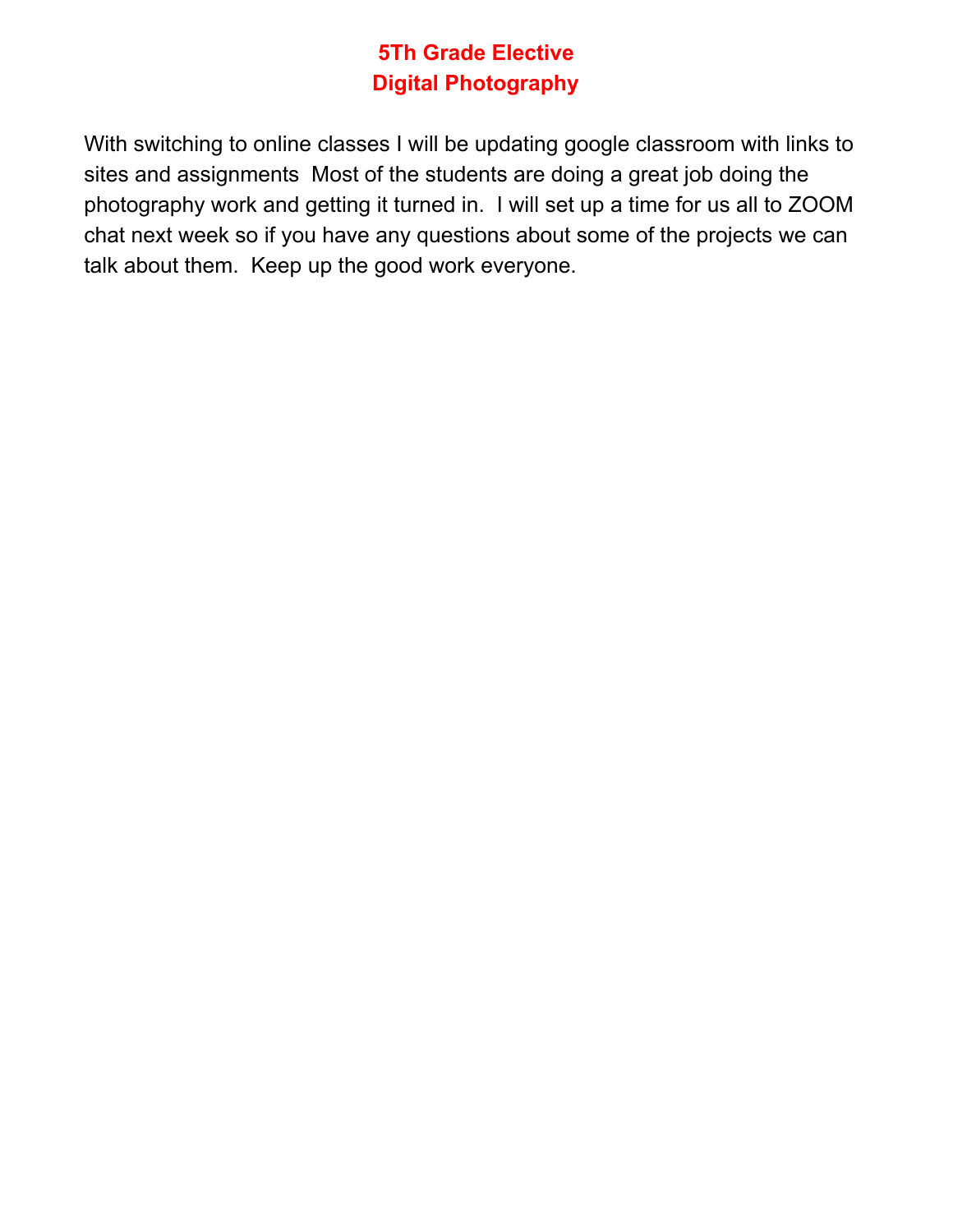# 5Th Grade Elective
# Digital Photography

With switching to online classes I will be updating google classroom with links to sites and assignments  Most of the students are doing a great job doing the photography work and getting it turned in.  I will set up a time for us all to ZOOM chat next week so if you have any questions about some of the projects we can talk about them.  Keep up the good work everyone.